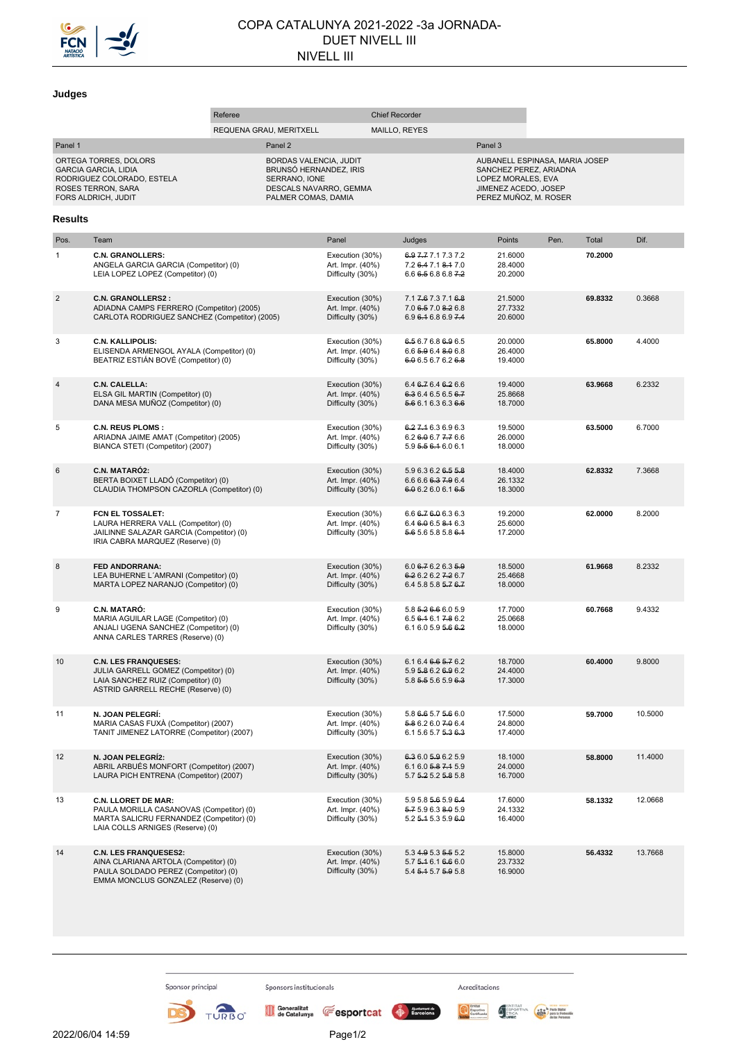# COPA CATALUNYA 2021-2022 -3a JORNADA-
## DUET NIVELL III
## NIVELL III

### Judges

| Referee | Chief Recorder |
|---|---|
| REQUENA GRAU, MERITXELL | MAILLO, REYES |

| Panel 1 | Panel 2 | Panel 3 |
|---|---|---|
| ORTEGA TORRES, DOLORS<br>GARCIA GARCIA, LIDIA<br>RODRIGUEZ COLORADO, ESTELA<br>ROSES TERRON, SARA<br>FORS ALDRICH, JUDIT | BORDAS VALENCIA, JUDIT<br>BRUNSÓ HERNANDEZ, IRIS<br>SERRANO, IONE<br>DESCALS NAVARRO, GEMMA<br>PALMER COMAS, DAMIA | AUBANELL ESPINASA, MARIA JOSEP<br>SANCHEZ PEREZ, ARIADNA<br>LOPEZ MORALES, EVA<br>JIMENEZ ACEDO, JOSEP<br>PEREZ MUÑOZ, M. ROSER |

### Results

| Pos. | Team | Panel | Judges | Points | Pen. | Total | Dif. |
|---|---|---|---|---|---|---|---|
| 1 | **C.N. GRANOLLERS:**<br>ANGELA GARCIA GARCIA (Competitor) (0)<br>LEIA LOPEZ LOPEZ (Competitor) (0) | Execution (30%)<br>Art. Impr. (40%)<br>Difficulty (30%) | ~~6.9~~ ~~7.7~~ 7.1 7.3 7.2<br>7.2 ~~6.4~~ 7.1 ~~8.1~~ 7.0<br>6.6 ~~6.5~~ 6.8 6.8 ~~7.2~~ | 21.6000<br>28.4000<br>20.2000 | | **70.2000** | |
| 2 | **C.N. GRANOLLERS2 :**<br>ADIADNA CAMPS FERRERO (Competitor) (2005)<br>CARLOTA RODRIGUEZ SANCHEZ (Competitor) (2005) | Execution (30%)<br>Art. Impr. (40%)<br>Difficulty (30%) | 7.1 ~~7.6~~ 7.3 7.1 ~~6.8~~<br>7.0 ~~6.5~~ 7.0 ~~8.2~~ 6.8<br>6.9 ~~6.1~~ 6.8 6.9 ~~7.4~~ | 21.5000<br>27.7332<br>20.6000 | | **69.8332** | 0.3668 |
| 3 | **C.N. KALLIPOLIS:**<br>ELISENDA ARMENGOL AYALA (Competitor) (0)<br>BEATRIZ ESTIÁN BOVÉ (Competitor) (0) | Execution (30%)<br>Art. Impr. (40%)<br>Difficulty (30%) | ~~6.5~~ 6.7 6.8 ~~6.9~~ 6.5<br>6.6 ~~5.9~~ 6.4 ~~8.0~~ 6.8<br>~~6.0~~ 6.5 6.7 6.2 ~~6.8~~ | 20.0000<br>26.4000<br>19.4000 | | **65.8000** | 4.4000 |
| 4 | **C.N. CALELLA:**<br>ELSA GIL MARTIN (Competitor) (0)<br>DANA MESA MUÑOZ (Competitor) (0) | Execution (30%)<br>Art. Impr. (40%)<br>Difficulty (30%) | 6.4 ~~6.7~~ 6.4 ~~6.2~~ 6.6<br>~~6.3~~ 6.4 6.5 6.5 ~~6.7~~<br>~~5.6~~ 6.1 6.3 6.3 ~~6.6~~ | 19.4000<br>25.8668<br>18.7000 | | **63.9668** | 6.2332 |
| 5 | **C.N. REUS PLOMS :**<br>ARIADNA JAIME AMAT (Competitor) (2005)<br>BIANCA STETI (Competitor) (2007) | Execution (30%)<br>Art. Impr. (40%)<br>Difficulty (30%) | ~~6.2~~ ~~7.1~~ 6.3 6.9 6.3<br>6.2 ~~6.0~~ 6.7 ~~7.7~~ 6.6<br>5.9 ~~5.5~~ ~~6.1~~ 6.0 6.1 | 19.5000<br>26.0000<br>18.0000 | | **63.5000** | 6.7000 |
| 6 | **C.N. MATARÓ2:**<br>BERTA BOIXET LLADÓ (Competitor) (0)<br>CLAUDIA THOMPSON CAZORLA (Competitor) (0) | Execution (30%)<br>Art. Impr. (40%)<br>Difficulty (30%) | 5.9 6.3 6.2 ~~6.5~~ ~~5.8~~<br>6.6 6.6 ~~6.3~~ ~~7.9~~ 6.4<br>~~6.0~~ 6.2 6.0 6.1 ~~6.5~~ | 18.4000<br>26.1332<br>18.3000 | | **62.8332** | 7.3668 |
| 7 | **FCN EL TOSSALET:**<br>LAURA HERRERA VALL (Competitor) (0)<br>JAILINNE SALAZAR GARCIA (Competitor) (0)<br>IRIA CABRA MARQUEZ (Reserve) (0) | Execution (30%)<br>Art. Impr. (40%)<br>Difficulty (30%) | 6.6 ~~6.7~~ ~~6.0~~ 6.3 6.3<br>6.4 ~~6.0~~ 6.5 ~~8.1~~ 6.3<br>~~5.6~~ 5.6 5.8 5.8 ~~6.1~~ | 19.2000<br>25.6000<br>17.2000 | | **62.0000** | 8.2000 |
| 8 | **FED ANDORRANA:**<br>LEA BUHERNE L´AMRANI (Competitor) (0)<br>MARTA LOPEZ NARANJO (Competitor) (0) | Execution (30%)<br>Art. Impr. (40%)<br>Difficulty (30%) | 6.0 ~~6.7~~ 6.2 6.3 ~~5.9~~<br>~~6.2~~ 6.2 6.2 ~~7.2~~ 6.7<br>6.4 5.8 5.8 ~~5.7~~ ~~6.7~~ | 18.5000<br>25.4668<br>18.0000 | | **61.9668** | 8.2332 |
| 9 | **C.N. MATARÓ:**<br>MARIA AGUILAR LAGE (Competitor) (0)<br>ANJALI UGENA SANCHEZ (Competitor) (0)<br>ANNA CARLES TARRES (Reserve) (0) | Execution (30%)<br>Art. Impr. (40%)<br>Difficulty (30%) | 5.8 ~~5.2~~ ~~6.6~~ 6.0 5.9<br>6.5 ~~6.1~~ 6.1 ~~7.8~~ 6.2<br>6.1 6.0 5.9 ~~5.6~~ ~~6.2~~ | 17.7000<br>25.0668<br>18.0000 | | **60.7668** | 9.4332 |
| 10 | **C.N. LES FRANQUESES:**<br>JULIA GARRELL GOMEZ (Competitor) (0)<br>LAIA SANCHEZ RUIZ (Competitor) (0)<br>ASTRID GARRELL RECHE (Reserve) (0) | Execution (30%)<br>Art. Impr. (40%)<br>Difficulty (30%) | 6.1 6.4 ~~6.6~~ ~~5.7~~ 6.2<br>5.9 ~~5.8~~ 6.2 ~~6.9~~ 6.2<br>5.8 ~~5.5~~ 5.6 5.9 ~~6.3~~ | 18.7000<br>24.4000<br>17.3000 | | **60.4000** | 9.8000 |
| 11 | **N. JOAN PELEGRÍ:**<br>MARIA CASAS FUXÀ (Competitor) (2007)<br>TANIT JIMENEZ LATORRE (Competitor) (2007) | Execution (30%)<br>Art. Impr. (40%)<br>Difficulty (30%) | 5.8 ~~6.6~~ 5.7 ~~5.6~~ 6.0<br>~~5.8~~ 6.2 6.0 ~~7.0~~ 6.4<br>6.1 5.6 5.7 ~~5.3~~ ~~6.3~~ | 17.5000<br>24.8000<br>17.4000 | | **59.7000** | 10.5000 |
| 12 | **N. JOAN PELEGRÍ2:**<br>ABRIL ARBUÉS MONFORT (Competitor) (2007)<br>LAURA PICH ENTRENA (Competitor) (2007) | Execution (30%)<br>Art. Impr. (40%)<br>Difficulty (30%) | ~~6.3~~ 6.0 ~~5.9~~ 6.2 5.9<br>6.1 6.0 ~~5.8~~ ~~7.1~~ 5.9<br>5.7 ~~5.2~~ 5.2 ~~5.8~~ 5.8 | 18.1000<br>24.0000<br>16.7000 | | **58.8000** | 11.4000 |
| 13 | **C.N. LLORET DE MAR:**<br>PAULA MORILLA CASANOVAS (Competitor) (0)<br>MARTA SALICRU FERNANDEZ (Competitor) (0)<br>LAIA COLLS ARNIGES (Reserve) (0) | Execution (30%)<br>Art. Impr. (40%)<br>Difficulty (30%) | 5.9 5.8 ~~5.6~~ 5.9 ~~6.4~~<br>~~5.7~~ 5.9 6.3 ~~8.0~~ 5.9<br>5.2 ~~5.1~~ 5.3 5.9 ~~6.0~~ | 17.6000<br>24.1332<br>16.4000 | | **58.1332** | 12.0668 |
| 14 | **C.N. LES FRANQUESES2:**<br>AINA CLARIANA ARTOLA (Competitor) (0)<br>PAULA SOLDADO PEREZ (Competitor) (0)<br>EMMA MONCLUS GONZALEZ (Reserve) (0) | Execution (30%)<br>Art. Impr. (40%)<br>Difficulty (30%) | 5.3 ~~4.9~~ 5.3 ~~5.5~~ 5.2<br>5.7 ~~5.1~~ 6.1 ~~6.6~~ 6.0<br>5.4 ~~5.1~~ 5.7 ~~5.9~~ 5.8 | 15.8000<br>23.7332<br>16.9000 | | **56.4332** | 13.7668 |

Sponsor principal — Sponsors institucionals — Acreditacions

2022/06/04 14:59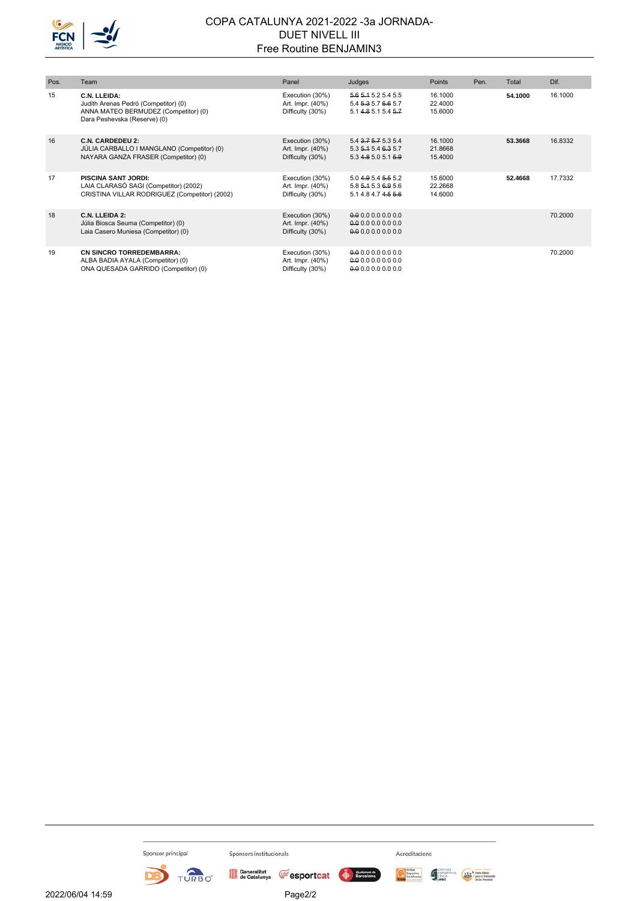# COPA CATALUNYA 2021-2022 -3a JORNADA-
## DUET NIVELL III
## Free Routine BENJAMIN3

| Pos. | Team | Panel | Judges | Points | Pen. | Total | Dif. |
|---|---|---|---|---|---|---|---|
| 15 | **C.N. LLEIDA:**<br>Judith Arenas Pedró (Competitor) (0)<br>ANNA MATEO BERMUDEZ (Competitor) (0)<br>Dara Peshevska (Reserve) (0) | Execution (30%)<br>Art. Impr. (40%)<br>Difficulty (30%) | ~~5.6~~ ~~5.1~~ 5.2 5.4 5.5<br>5.4 ~~5.3~~ 5.7 ~~6.6~~ 5.7<br>5.1 ~~4.8~~ 5.1 5.4 ~~5.7~~ | 16.1000<br>22.4000<br>15.6000 | | **54.1000** | 16.1000 |
| 16 | **C.N. CARDEDEU 2:**<br>JÚLIA CARBALLO I MANGLANO (Competitor) (0)<br>NAYARA GANZA FRASER (Competitor) (0) | Execution (30%)<br>Art. Impr. (40%)<br>Difficulty (30%) | 5.4 ~~3.7~~ ~~5.7~~ 5.3 5.4<br>5.3 ~~5.1~~ 5.4 ~~6.3~~ 5.7<br>5.3 ~~4.8~~ 5.0 5.1 ~~5.9~~ | 16.1000<br>21.8668<br>15.4000 | | **53.3668** | 16.8332 |
| 17 | **PISCINA SANT JORDI:**<br>LAIA CLARASÓ SAGI (Competitor) (2002)<br>CRISTINA VILLAR RODRIGUEZ (Competitor) (2002) | Execution (30%)<br>Art. Impr. (40%)<br>Difficulty (30%) | 5.0 ~~4.9~~ 5.4 ~~5.5~~ 5.2<br>5.8 ~~5.1~~ 5.3 ~~6.9~~ 5.6<br>5.1 4.8 4.7 ~~4.5~~ ~~5.6~~ | 15.6000<br>22.2668<br>14.6000 | | **52.4668** | 17.7332 |
| 18 | **C.N. LLEIDA 2:**<br>Júlia Biosca Seuma (Competitor) (0)<br>Laia Casero Muniesa (Competitor) (0) | Execution (30%)<br>Art. Impr. (40%)<br>Difficulty (30%) | ~~0.0~~ 0.0 0.0 0.0 0.0<br>~~0.0~~ 0.0 0.0 0.0 0.0<br>~~0.0~~ 0.0 0.0 0.0 0.0 | | | | 70.2000 |
| 19 | **CN SINCRO TORREDEMBARRA:**<br>ALBA BADIA AYALA (Competitor) (0)<br>ONA QUESADA GARRIDO (Competitor) (0) | Execution (30%)<br>Art. Impr. (40%)<br>Difficulty (30%) | ~~0.0~~ 0.0 0.0 0.0 0.0<br>~~0.0~~ 0.0 0.0 0.0 0.0<br>~~0.0~~ 0.0 0.0 0.0 0.0 | | | | 70.2000 |

Sponsor principal — Sponsors institucionals — Acreditacions

2022/06/04 14:59